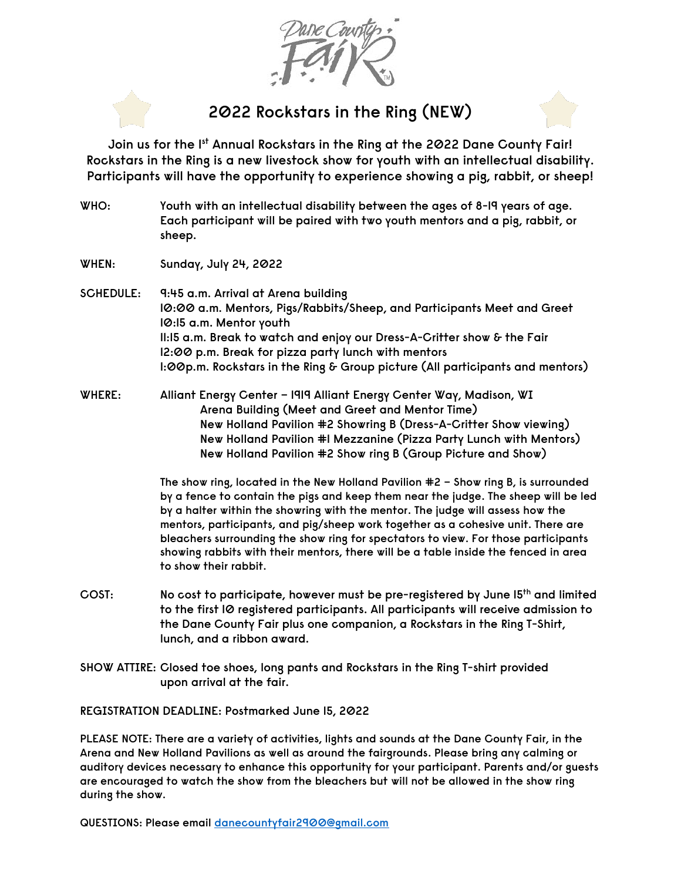# 2022 Rockstars in the Ring (NEW)

Join us for the 1st Annual Rockstars in the Ring at the 2022 Dane County Fair! Rockstars in the Ring is a new livestock show for youth with an intellectual disability. Participants will have the opportunity to experience showing a pig, rabbit, or sheep!

**WHO:** Youth with an intellectual disability between the ages of 8-19 years of age. Each participant will be paired with two youth mentors and a pig, rabbit, or sheep.

**WHEN:** Sunday, July 24, 2022

**SCHEDULE:**
- 9:45 a.m. Arrival at Arena building
- 10:00 a.m. Mentors, Pigs/Rabbits/Sheep, and Participants Meet and Greet
- 10:15 a.m. Mentor youth
- 11:15 a.m. Break to watch and enjoy our Dress-A-Critter show & the Fair
- 12:00 p.m. Break for pizza party lunch with mentors
- 1:00p.m. Rockstars in the Ring & Group picture (All participants and mentors)

**WHERE:** Alliant Energy Center – 1919 Alliant Energy Center Way, Madison, WI
- Arena Building (Meet and Greet and Mentor Time)
- New Holland Pavilion #2 Showring B (Dress-A-Critter Show viewing)
- New Holland Pavilion #1 Mezzanine (Pizza Party Lunch with Mentors)
- New Holland Pavilion #2 Show ring B (Group Picture and Show)

The show ring, located in the New Holland Pavilion #2 – Show ring B, is surrounded by a fence to contain the pigs and keep them near the judge. The sheep will be led by a halter within the showring with the mentor. The judge will assess how the mentors, participants, and pig/sheep work together as a cohesive unit. There are bleachers surrounding the show ring for spectators to view. For those participants showing rabbits with their mentors, there will be a table inside the fenced in area to show their rabbit.

**COST:** No cost to participate, however must be pre-registered by June 15th and limited to the first 10 registered participants. All participants will receive admission to the Dane County Fair plus one companion, a Rockstars in the Ring T-Shirt, lunch, and a ribbon award.

**SHOW ATTIRE:** Closed toe shoes, long pants and Rockstars in the Ring T-shirt provided upon arrival at the fair.

**REGISTRATION DEADLINE:** Postmarked June 15, 2022

**PLEASE NOTE:** There are a variety of activities, lights and sounds at the Dane County Fair, in the Arena and New Holland Pavilions as well as around the fairgrounds. Please bring any calming or auditory devices necessary to enhance this opportunity for your participant. Parents and/or guests are encouraged to watch the show from the bleachers but will not be allowed in the show ring during the show.

**QUESTIONS:** Please email danecountyfair2900@gmail.com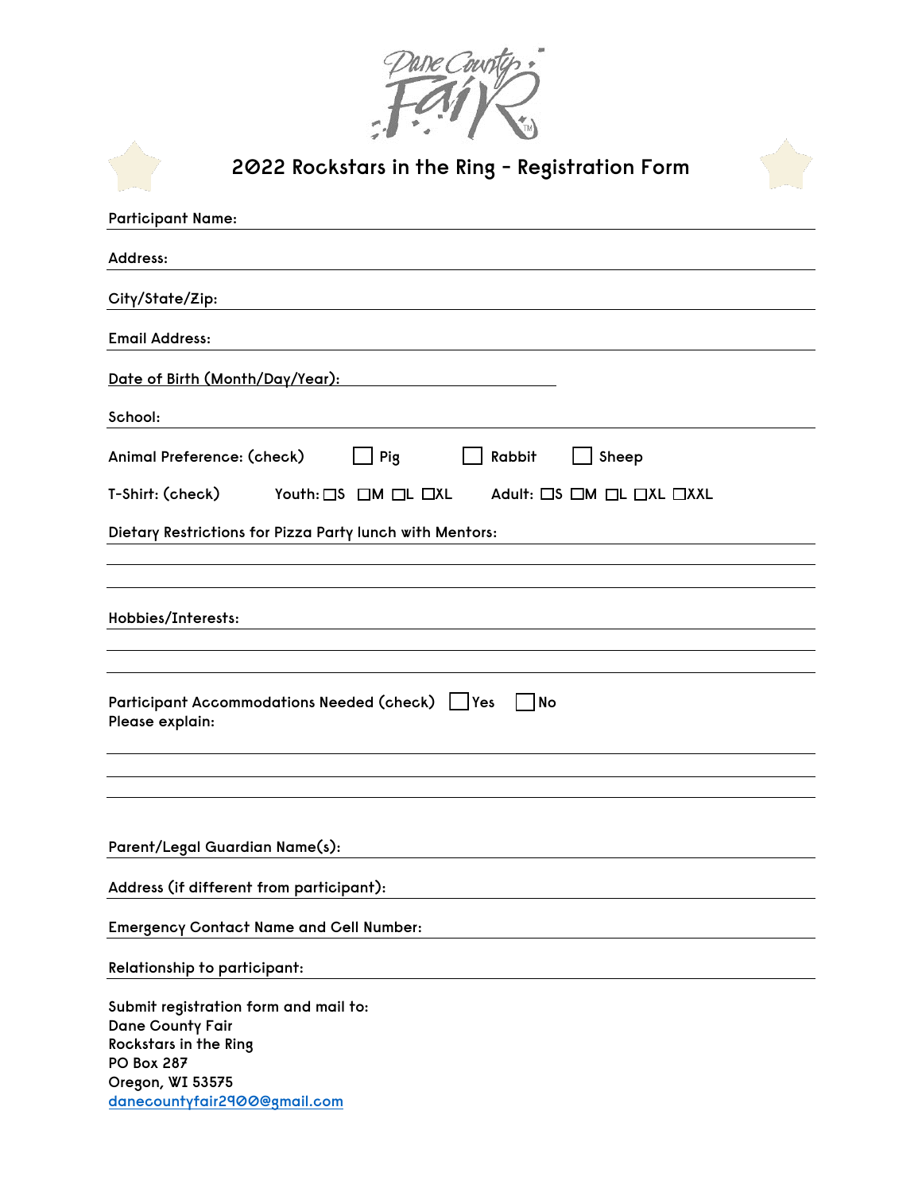Dane County Fair

# 2022 Rockstars in the Ring - Registration Form

Participant Name: ______________________________________________

Address: ______________________________________________

City/State/Zip: ______________________________________________

Email Address: ______________________________________________

Date of Birth (Month/Day/Year): ______________________________

School: ______________________________________________

Animal Preference: (check) ☐ Pig ☐ Rabbit ☐ Sheep

T-Shirt: (check) Youth: ☐S ☐M ☐L ☐XL Adult: ☐S ☐M ☐L ☐XL ☐XXL

Dietary Restrictions for Pizza Party lunch with Mentors: ______________________________________________

______________________________________________

______________________________________________

Hobbies/Interests: ______________________________________________

______________________________________________

______________________________________________

Participant Accommodations Needed (check) ☐ Yes ☐ No

Please explain:

______________________________________________

______________________________________________

______________________________________________

Parent/Legal Guardian Name(s): ______________________________________________

Address (if different from participant): ______________________________________________

Emergency Contact Name and Cell Number: ______________________________________________

Relationship to participant: ______________________________________________

Submit registration form and mail to:
Dane County Fair
Rockstars in the Ring
PO Box 287
Oregon, WI 53575
danecountyfair2900@gmail.com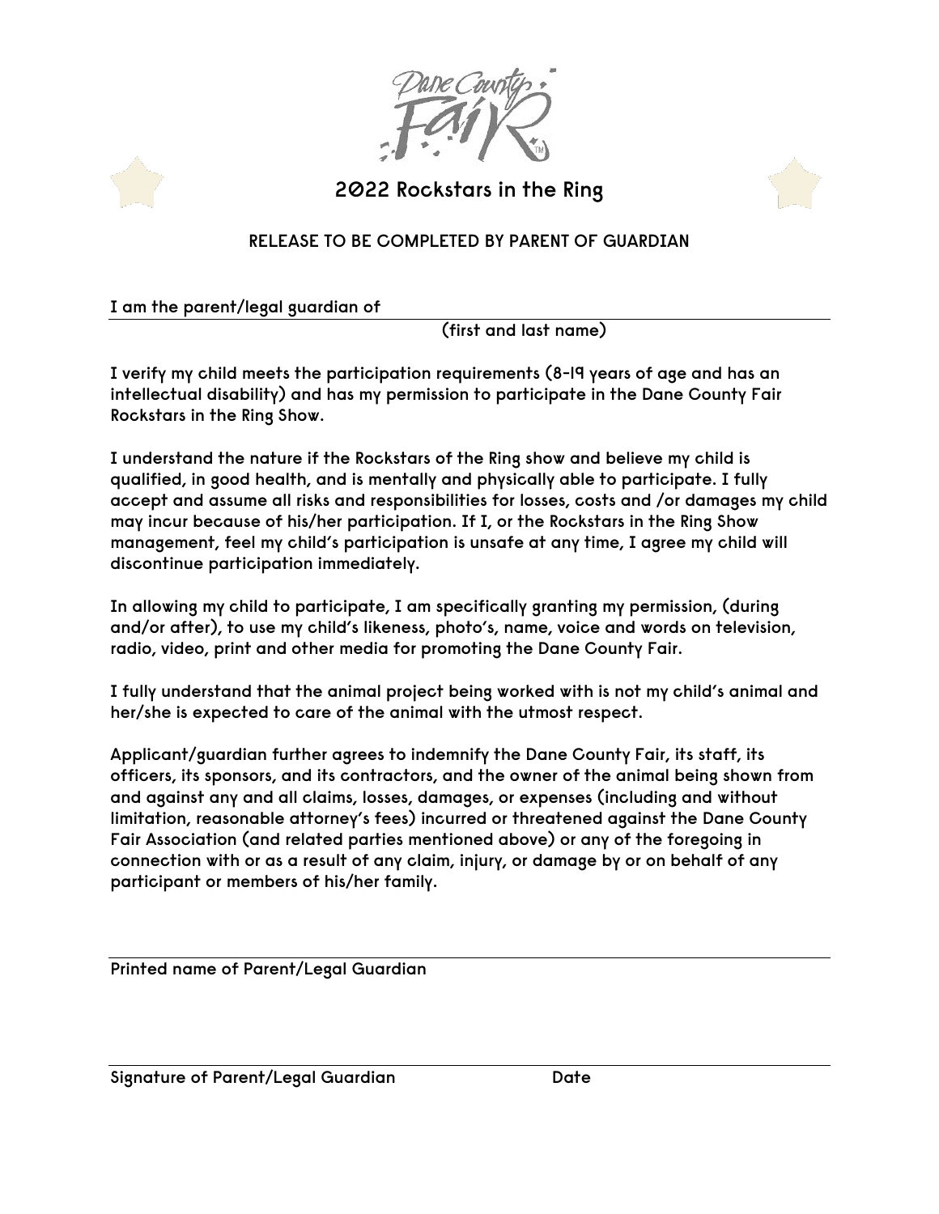# 2022 Rockstars in the Ring

## RELEASE TO BE COMPLETED BY PARENT OF GUARDIAN

I am the parent/legal guardian of ___________________________________________

(first and last name)

I verify my child meets the participation requirements (8-19 years of age and has an intellectual disability) and has my permission to participate in the Dane County Fair Rockstars in the Ring Show.

I understand the nature if the Rockstars of the Ring show and believe my child is qualified, in good health, and is mentally and physically able to participate. I fully accept and assume all risks and responsibilities for losses, costs and /or damages my child may incur because of his/her participation. If I, or the Rockstars in the Ring Show management, feel my child's participation is unsafe at any time, I agree my child will discontinue participation immediately.

In allowing my child to participate, I am specifically granting my permission, (during and/or after), to use my child's likeness, photo's, name, voice and words on television, radio, video, print and other media for promoting the Dane County Fair.

I fully understand that the animal project being worked with is not my child's animal and her/she is expected to care of the animal with the utmost respect.

Applicant/guardian further agrees to indemnify the Dane County Fair, its staff, its officers, its sponsors, and its contractors, and the owner of the animal being shown from and against any and all claims, losses, damages, or expenses (including and without limitation, reasonable attorney's fees) incurred or threatened against the Dane County Fair Association (and related parties mentioned above) or any of the foregoing in connection with or as a result of any claim, injury, or damage by or on behalf of any participant or members of his/her family.

___________________________________________

Printed name of Parent/Legal Guardian

___________________________________________

Signature of Parent/Legal Guardian Date